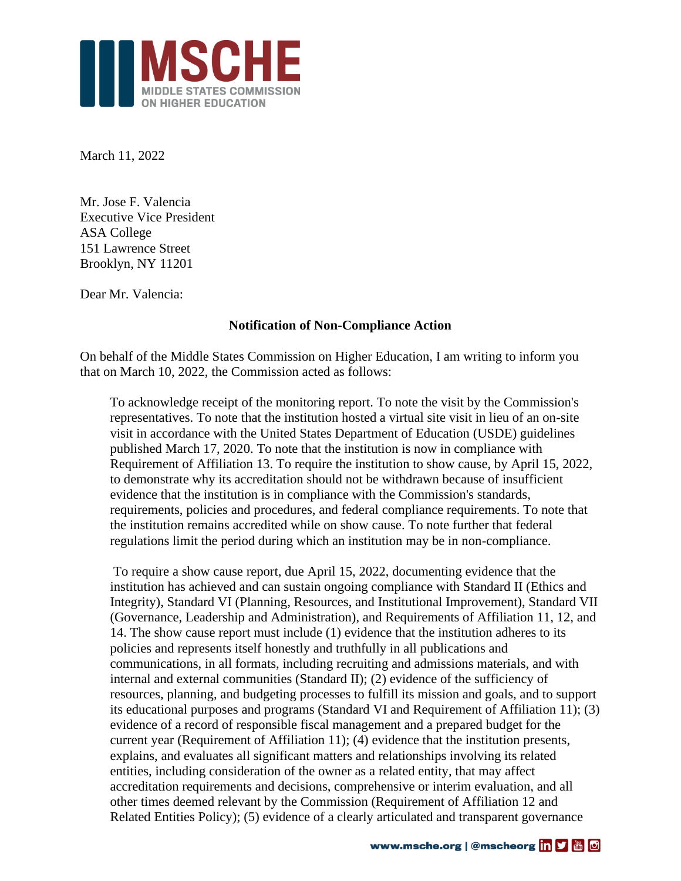March 11, 2022

Mr. Jose F. Valencia
Executive Vice President
ASA College
151 Lawrence Street
Brooklyn, NY 11201

Dear Mr. Valencia:

**Notification of Non-Compliance Action**

On behalf of the Middle States Commission on Higher Education, I am writing to inform you that on March 10, 2022, the Commission acted as follows:

> To acknowledge receipt of the monitoring report. To note the visit by the Commission's representatives. To note that the institution hosted a virtual site visit in lieu of an on-site visit in accordance with the United States Department of Education (USDE) guidelines published March 17, 2020. To note that the institution is now in compliance with Requirement of Affiliation 13. To require the institution to show cause, by April 15, 2022, to demonstrate why its accreditation should not be withdrawn because of insufficient evidence that the institution is in compliance with the Commission's standards, requirements, policies and procedures, and federal compliance requirements. To note that the institution remains accredited while on show cause. To note further that federal regulations limit the period during which an institution may be in non-compliance.
>
> To require a show cause report, due April 15, 2022, documenting evidence that the institution has achieved and can sustain ongoing compliance with Standard II (Ethics and Integrity), Standard VI (Planning, Resources, and Institutional Improvement), Standard VII (Governance, Leadership and Administration), and Requirements of Affiliation 11, 12, and 14. The show cause report must include (1) evidence that the institution adheres to its policies and represents itself honestly and truthfully in all publications and communications, in all formats, including recruiting and admissions materials, and with internal and external communities (Standard II); (2) evidence of the sufficiency of resources, planning, and budgeting processes to fulfill its mission and goals, and to support its educational purposes and programs (Standard VI and Requirement of Affiliation 11); (3) evidence of a record of responsible fiscal management and a prepared budget for the current year (Requirement of Affiliation 11); (4) evidence that the institution presents, explains, and evaluates all significant matters and relationships involving its related entities, including consideration of the owner as a related entity, that may affect accreditation requirements and decisions, comprehensive or interim evaluation, and all other times deemed relevant by the Commission (Requirement of Affiliation 12 and Related Entities Policy); (5) evidence of a clearly articulated and transparent governance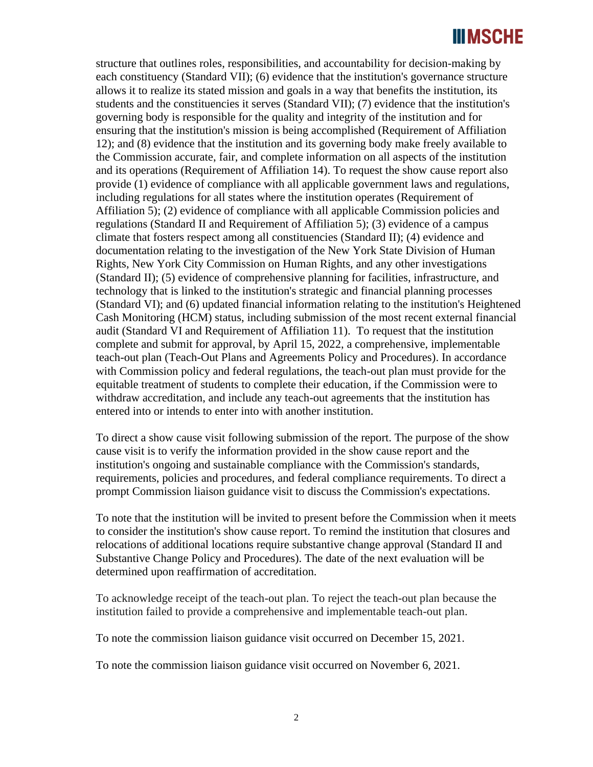structure that outlines roles, responsibilities, and accountability for decision-making by each constituency (Standard VII); (6) evidence that the institution's governance structure allows it to realize its stated mission and goals in a way that benefits the institution, its students and the constituencies it serves (Standard VII); (7) evidence that the institution's governing body is responsible for the quality and integrity of the institution and for ensuring that the institution's mission is being accomplished (Requirement of Affiliation 12); and (8) evidence that the institution and its governing body make freely available to the Commission accurate, fair, and complete information on all aspects of the institution and its operations (Requirement of Affiliation 14). To request the show cause report also provide (1) evidence of compliance with all applicable government laws and regulations, including regulations for all states where the institution operates (Requirement of Affiliation 5); (2) evidence of compliance with all applicable Commission policies and regulations (Standard II and Requirement of Affiliation 5); (3) evidence of a campus climate that fosters respect among all constituencies (Standard II); (4) evidence and documentation relating to the investigation of the New York State Division of Human Rights, New York City Commission on Human Rights, and any other investigations (Standard II); (5) evidence of comprehensive planning for facilities, infrastructure, and technology that is linked to the institution's strategic and financial planning processes (Standard VI); and (6) updated financial information relating to the institution's Heightened Cash Monitoring (HCM) status, including submission of the most recent external financial audit (Standard VI and Requirement of Affiliation 11). To request that the institution complete and submit for approval, by April 15, 2022, a comprehensive, implementable teach-out plan (Teach-Out Plans and Agreements Policy and Procedures). In accordance with Commission policy and federal regulations, the teach-out plan must provide for the equitable treatment of students to complete their education, if the Commission were to withdraw accreditation, and include any teach-out agreements that the institution has entered into or intends to enter into with another institution.

To direct a show cause visit following submission of the report. The purpose of the show cause visit is to verify the information provided in the show cause report and the institution's ongoing and sustainable compliance with the Commission's standards, requirements, policies and procedures, and federal compliance requirements. To direct a prompt Commission liaison guidance visit to discuss the Commission's expectations.

To note that the institution will be invited to present before the Commission when it meets to consider the institution's show cause report. To remind the institution that closures and relocations of additional locations require substantive change approval (Standard II and Substantive Change Policy and Procedures). The date of the next evaluation will be determined upon reaffirmation of accreditation.

To acknowledge receipt of the teach-out plan. To reject the teach-out plan because the institution failed to provide a comprehensive and implementable teach-out plan.

To note the commission liaison guidance visit occurred on December 15, 2021.

To note the commission liaison guidance visit occurred on November 6, 2021.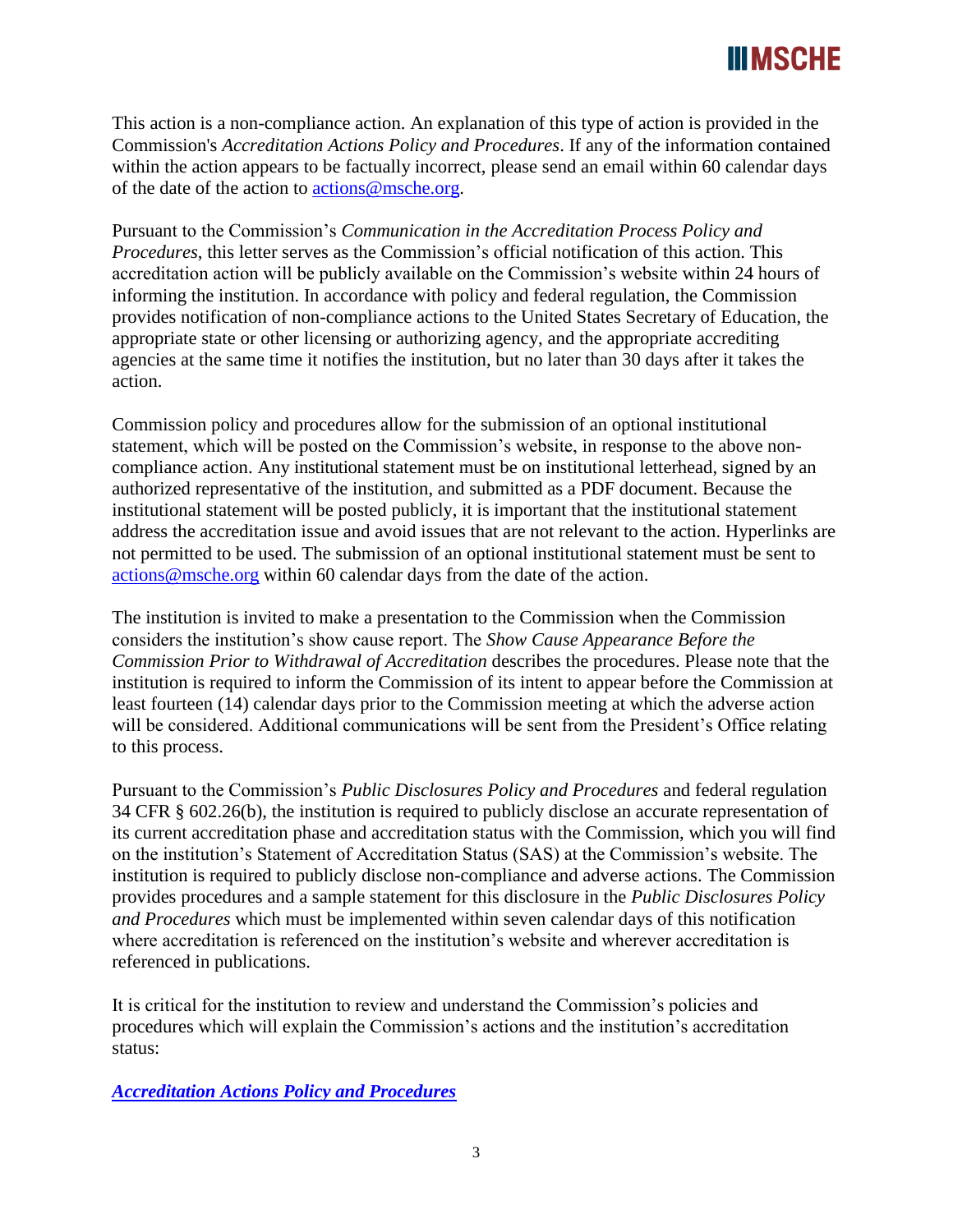This action is a non-compliance action. An explanation of this type of action is provided in the Commission's *Accreditation Actions Policy and Procedures*. If any of the information contained within the action appears to be factually incorrect, please send an email within 60 calendar days of the date of the action to [actions@msche.org](mailto:actions@msche.org).

Pursuant to the Commission's *Communication in the Accreditation Process Policy and Procedures*, this letter serves as the Commission's official notification of this action. This accreditation action will be publicly available on the Commission's website within 24 hours of informing the institution. In accordance with policy and federal regulation, the Commission provides notification of non-compliance actions to the United States Secretary of Education, the appropriate state or other licensing or authorizing agency, and the appropriate accrediting agencies at the same time it notifies the institution, but no later than 30 days after it takes the action.

Commission policy and procedures allow for the submission of an optional institutional statement, which will be posted on the Commission's website, in response to the above non-compliance action. Any institutional statement must be on institutional letterhead, signed by an authorized representative of the institution, and submitted as a PDF document. Because the institutional statement will be posted publicly, it is important that the institutional statement address the accreditation issue and avoid issues that are not relevant to the action. Hyperlinks are not permitted to be used. The submission of an optional institutional statement must be sent to [actions@msche.org](mailto:actions@msche.org) within 60 calendar days from the date of the action.

The institution is invited to make a presentation to the Commission when the Commission considers the institution's show cause report. The *Show Cause Appearance Before the Commission Prior to Withdrawal of Accreditation* describes the procedures. Please note that the institution is required to inform the Commission of its intent to appear before the Commission at least fourteen (14) calendar days prior to the Commission meeting at which the adverse action will be considered. Additional communications will be sent from the President's Office relating to this process.

Pursuant to the Commission's *Public Disclosures Policy and Procedures* and federal regulation 34 CFR § 602.26(b), the institution is required to publicly disclose an accurate representation of its current accreditation phase and accreditation status with the Commission, which you will find on the institution's Statement of Accreditation Status (SAS) at the Commission's website. The institution is required to publicly disclose non-compliance and adverse actions. The Commission provides procedures and a sample statement for this disclosure in the *Public Disclosures Policy and Procedures* which must be implemented within seven calendar days of this notification where accreditation is referenced on the institution's website and wherever accreditation is referenced in publications.

It is critical for the institution to review and understand the Commission's policies and procedures which will explain the Commission's actions and the institution's accreditation status:

***Accreditation Actions Policy and Procedures***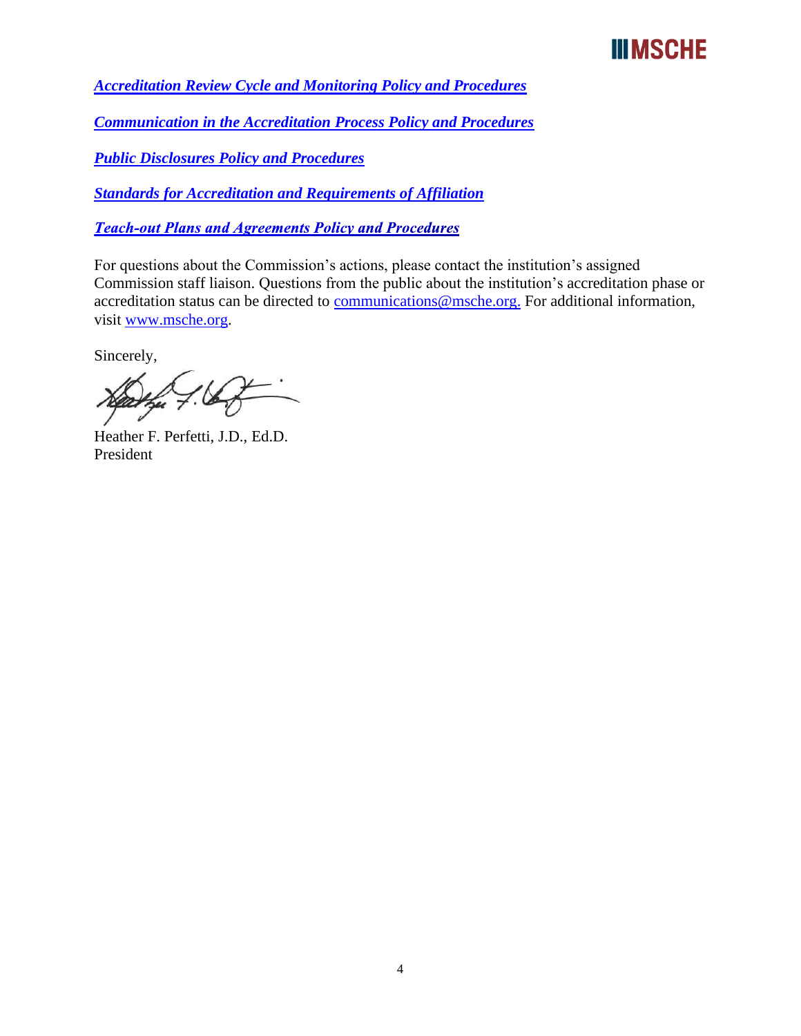***[Accreditation Review Cycle and Monitoring Policy and Procedures](#)***

***[Communication in the Accreditation Process Policy and Procedures](#)***

***[Public Disclosures Policy and Procedures](#)***

***[Standards for Accreditation and Requirements of Affiliation](#)***

***[Teach-out Plans and Agreements Policy and Procedures](#)***

For questions about the Commission's actions, please contact the institution's assigned Commission staff liaison. Questions from the public about the institution's accreditation phase or accreditation status can be directed to communications@msche.org. For additional information, visit www.msche.org.

Sincerely,

Heather F. Perfetti, J.D., Ed.D.
President